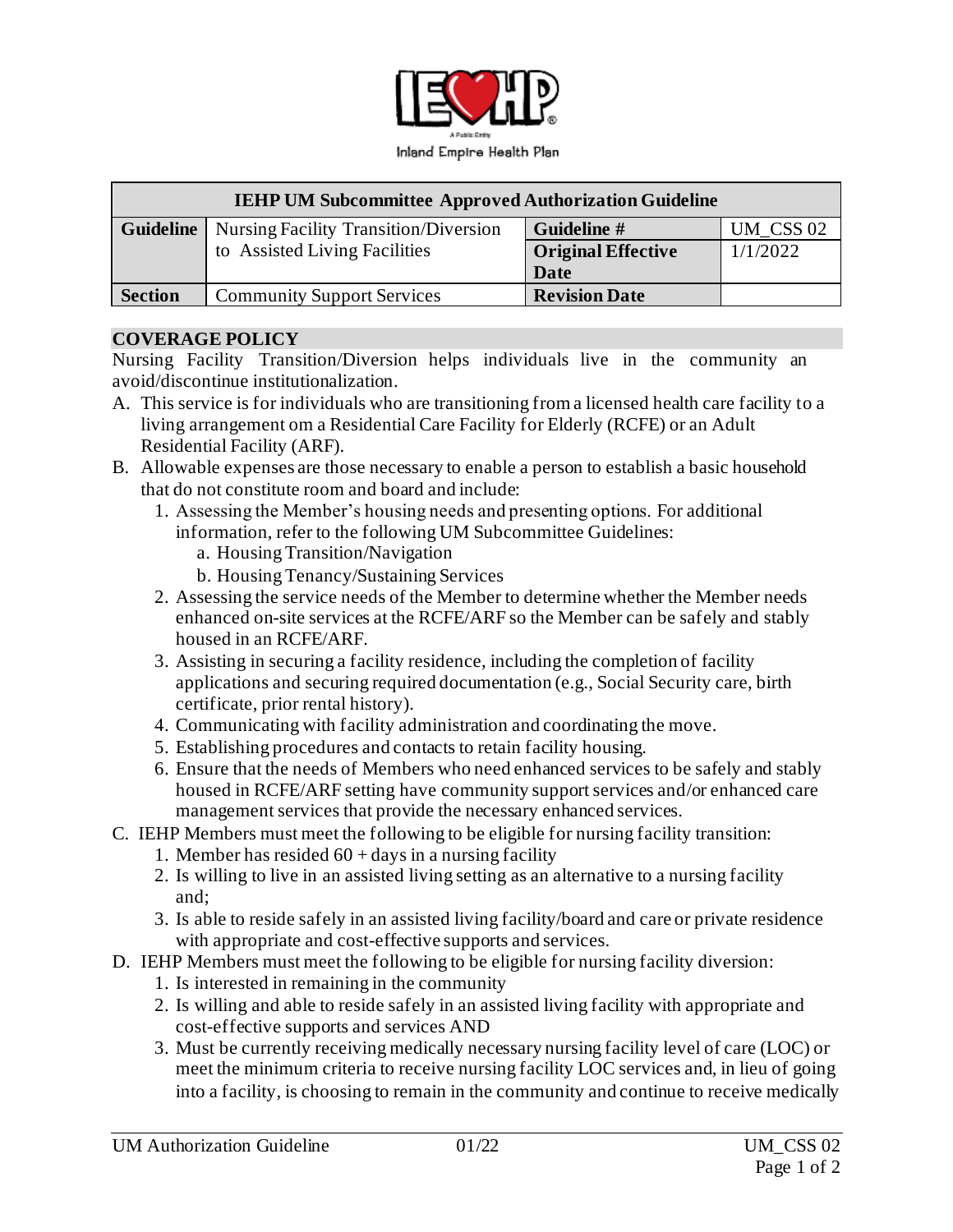Inland Empire Health Plan

| IEHP UM Subcommittee Approved Authorization Guideline | | | |
|---|---|---|---|
| **Guideline** | Nursing Facility Transition/Diversion to Assisted Living Facilities | **Guideline #** | UM_CSS 02 |
| | | **Original Effective Date** | 1/1/2022 |
| **Section** | Community Support Services | **Revision Date** | |

## COVERAGE POLICY

Nursing Facility Transition/Diversion helps individuals live in the community an avoid/discontinue institutionalization.

A. This service is for individuals who are transitioning from a licensed health care facility to a living arrangement om a Residential Care Facility for Elderly (RCFE) or an Adult Residential Facility (ARF).

B. Allowable expenses are those necessary to enable a person to establish a basic household that do not constitute room and board and include:
   1. Assessing the Member's housing needs and presenting options. For additional information, refer to the following UM Subcommittee Guidelines:
      a. Housing Transition/Navigation
      b. Housing Tenancy/Sustaining Services
   2. Assessing the service needs of the Member to determine whether the Member needs enhanced on-site services at the RCFE/ARF so the Member can be safely and stably housed in an RCFE/ARF.
   3. Assisting in securing a facility residence, including the completion of facility applications and securing required documentation (e.g., Social Security care, birth certificate, prior rental history).
   4. Communicating with facility administration and coordinating the move.
   5. Establishing procedures and contacts to retain facility housing.
   6. Ensure that the needs of Members who need enhanced services to be safely and stably housed in RCFE/ARF setting have community support services and/or enhanced care management services that provide the necessary enhanced services.

C. IEHP Members must meet the following to be eligible for nursing facility transition:
   1. Member has resided 60 + days in a nursing facility
   2. Is willing to live in an assisted living setting as an alternative to a nursing facility and;
   3. Is able to reside safely in an assisted living facility/board and care or private residence with appropriate and cost-effective supports and services.

D. IEHP Members must meet the following to be eligible for nursing facility diversion:
   1. Is interested in remaining in the community
   2. Is willing and able to reside safely in an assisted living facility with appropriate and cost-effective supports and services AND
   3. Must be currently receiving medically necessary nursing facility level of care (LOC) or meet the minimum criteria to receive nursing facility LOC services and, in lieu of going into a facility, is choosing to remain in the community and continue to receive medically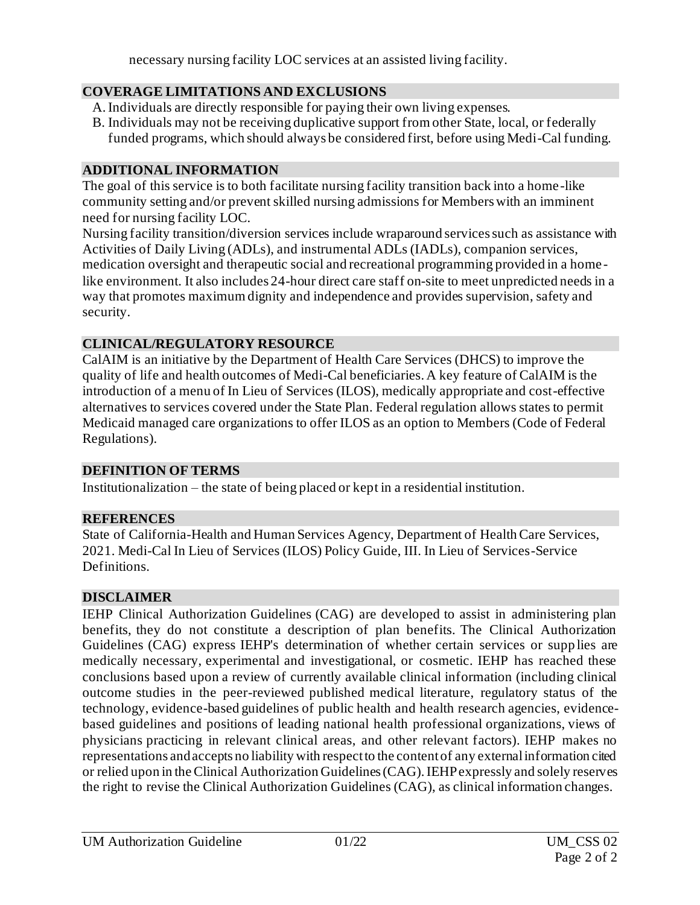necessary nursing facility LOC services at an assisted living facility.

## COVERAGE LIMITATIONS AND EXCLUSIONS

A. Individuals are directly responsible for paying their own living expenses.
B. Individuals may not be receiving duplicative support from other State, local, or federally funded programs, which should always be considered first, before using Medi-Cal funding.

## ADDITIONAL INFORMATION

The goal of this service is to both facilitate nursing facility transition back into a home-like community setting and/or prevent skilled nursing admissions for Members with an imminent need for nursing facility LOC.

Nursing facility transition/diversion services include wraparound services such as assistance with Activities of Daily Living (ADLs), and instrumental ADLs (IADLs), companion services, medication oversight and therapeutic social and recreational programming provided in a home-like environment. It also includes 24-hour direct care staff on-site to meet unpredicted needs in a way that promotes maximum dignity and independence and provides supervision, safety and security.

## CLINICAL/REGULATORY RESOURCE

CalAIM is an initiative by the Department of Health Care Services (DHCS) to improve the quality of life and health outcomes of Medi-Cal beneficiaries. A key feature of CalAIM is the introduction of a menu of In Lieu of Services (ILOS), medically appropriate and cost-effective alternatives to services covered under the State Plan. Federal regulation allows states to permit Medicaid managed care organizations to offer ILOS as an option to Members (Code of Federal Regulations).

## DEFINITION OF TERMS

Institutionalization – the state of being placed or kept in a residential institution.

## REFERENCES

State of California-Health and Human Services Agency, Department of Health Care Services, 2021. Medi-Cal In Lieu of Services (ILOS) Policy Guide, III. In Lieu of Services-Service Definitions.

## DISCLAIMER

IEHP Clinical Authorization Guidelines (CAG) are developed to assist in administering plan benefits, they do not constitute a description of plan benefits. The Clinical Authorization Guidelines (CAG) express IEHP's determination of whether certain services or supplies are medically necessary, experimental and investigational, or cosmetic. IEHP has reached these conclusions based upon a review of currently available clinical information (including clinical outcome studies in the peer-reviewed published medical literature, regulatory status of the technology, evidence-based guidelines of public health and health research agencies, evidence-based guidelines and positions of leading national health professional organizations, views of physicians practicing in relevant clinical areas, and other relevant factors). IEHP makes no representations and accepts no liability with respect to the content of any external information cited or relied upon in the Clinical Authorization Guidelines (CAG). IEHP expressly and solely reserves the right to revise the Clinical Authorization Guidelines (CAG), as clinical information changes.

UM Authorization Guideline 01/22 UM_CSS 02